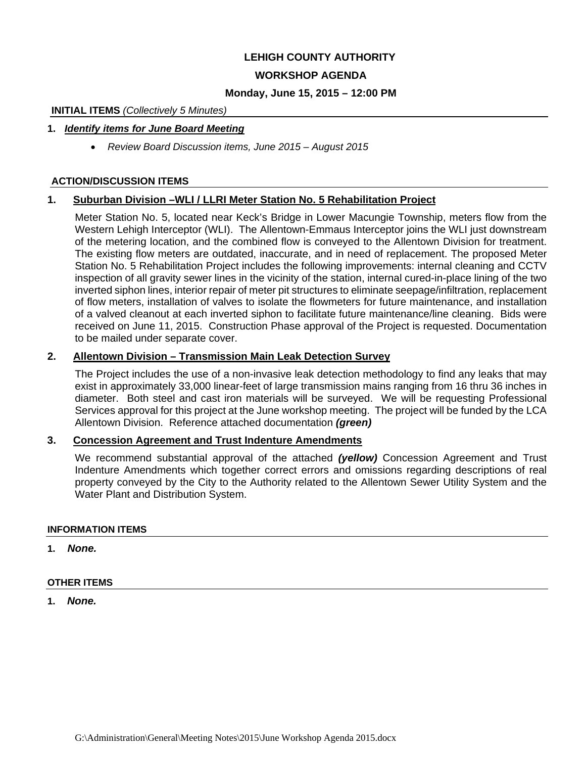# LEHIGH COUNTY AUTHORITY

## WORKSHOP AGENDA

### Monday, June 15, 2015 – 12:00 PM

**INITIAL ITEMS** *(Collectively 5 Minutes)*

**1. *Identify items for June Board Meeting***

- *Review Board Discussion items, June 2015 – August 2015*

**ACTION/DISCUSSION ITEMS**

**1. Suburban Division –WLI / LLRI Meter Station No. 5 Rehabilitation Project**

Meter Station No. 5, located near Keck's Bridge in Lower Macungie Township, meters flow from the Western Lehigh Interceptor (WLI). The Allentown-Emmaus Interceptor joins the WLI just downstream of the metering location, and the combined flow is conveyed to the Allentown Division for treatment. The existing flow meters are outdated, inaccurate, and in need of replacement. The proposed Meter Station No. 5 Rehabilitation Project includes the following improvements: internal cleaning and CCTV inspection of all gravity sewer lines in the vicinity of the station, internal cured-in-place lining of the two inverted siphon lines, interior repair of meter pit structures to eliminate seepage/infiltration, replacement of flow meters, installation of valves to isolate the flowmeters for future maintenance, and installation of a valved cleanout at each inverted siphon to facilitate future maintenance/line cleaning. Bids were received on June 11, 2015. Construction Phase approval of the Project is requested. Documentation to be mailed under separate cover.

**2. Allentown Division – Transmission Main Leak Detection Survey**

The Project includes the use of a non-invasive leak detection methodology to find any leaks that may exist in approximately 33,000 linear-feet of large transmission mains ranging from 16 thru 36 inches in diameter. Both steel and cast iron materials will be surveyed. We will be requesting Professional Services approval for this project at the June workshop meeting. The project will be funded by the LCA Allentown Division. Reference attached documentation ***(green)***

**3. Concession Agreement and Trust Indenture Amendments**

We recommend substantial approval of the attached ***(yellow)*** Concession Agreement and Trust Indenture Amendments which together correct errors and omissions regarding descriptions of real property conveyed by the City to the Authority related to the Allentown Sewer Utility System and the Water Plant and Distribution System.

**INFORMATION ITEMS**

**1. *None.***

**OTHER ITEMS**

**1. *None.***

G:\Administration\General\Meeting Notes\2015\June Workshop Agenda 2015.docx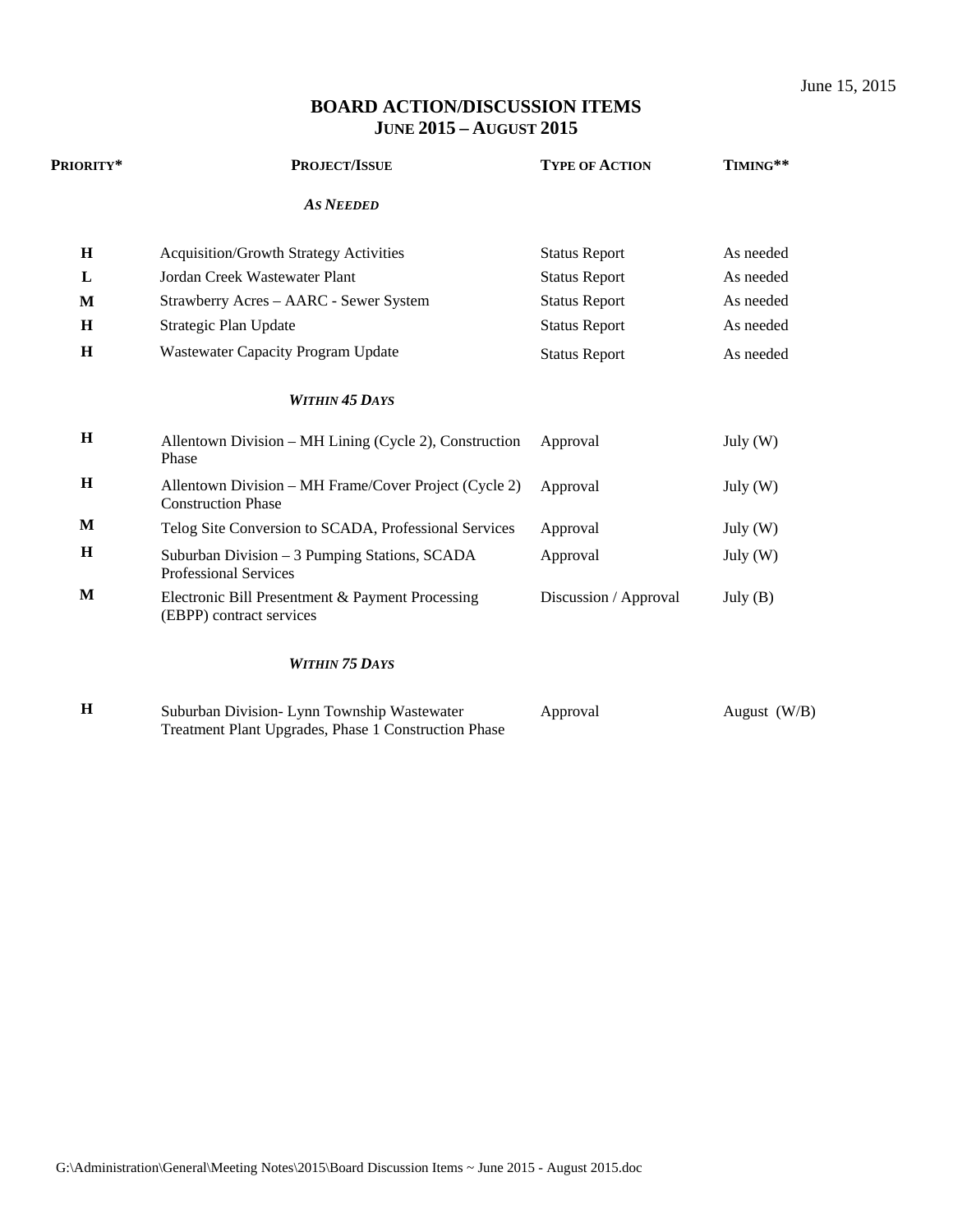June 15, 2015

# BOARD ACTION/DISCUSSION ITEMS
## JUNE 2015 – AUGUST 2015

| PRIORITY* | PROJECT/ISSUE | TYPE OF ACTION | TIMING** |
|---|---|---|---|
| | ***AS NEEDED*** | | |
| **H** | Acquisition/Growth Strategy Activities | Status Report | As needed |
| **L** | Jordan Creek Wastewater Plant | Status Report | As needed |
| **M** | Strawberry Acres – AARC - Sewer System | Status Report | As needed |
| **H** | Strategic Plan Update | Status Report | As needed |
| **H** | Wastewater Capacity Program Update | Status Report | As needed |
| | ***WITHIN 45 DAYS*** | | |
| **H** | Allentown Division – MH Lining (Cycle 2), Construction Phase | Approval | July (W) |
| **H** | Allentown Division – MH Frame/Cover Project (Cycle 2) Construction Phase | Approval | July (W) |
| **M** | Telog Site Conversion to SCADA, Professional Services | Approval | July (W) |
| **H** | Suburban Division – 3 Pumping Stations, SCADA Professional Services | Approval | July (W) |
| **M** | Electronic Bill Presentment & Payment Processing (EBPP) contract services | Discussion / Approval | July (B) |
| | ***WITHIN 75 DAYS*** | | |
| **H** | Suburban Division- Lynn Township Wastewater Treatment Plant Upgrades, Phase 1 Construction Phase | Approval | August (W/B) |

G:\Administration\General\Meeting Notes\2015\Board Discussion Items ~ June 2015 - August 2015.doc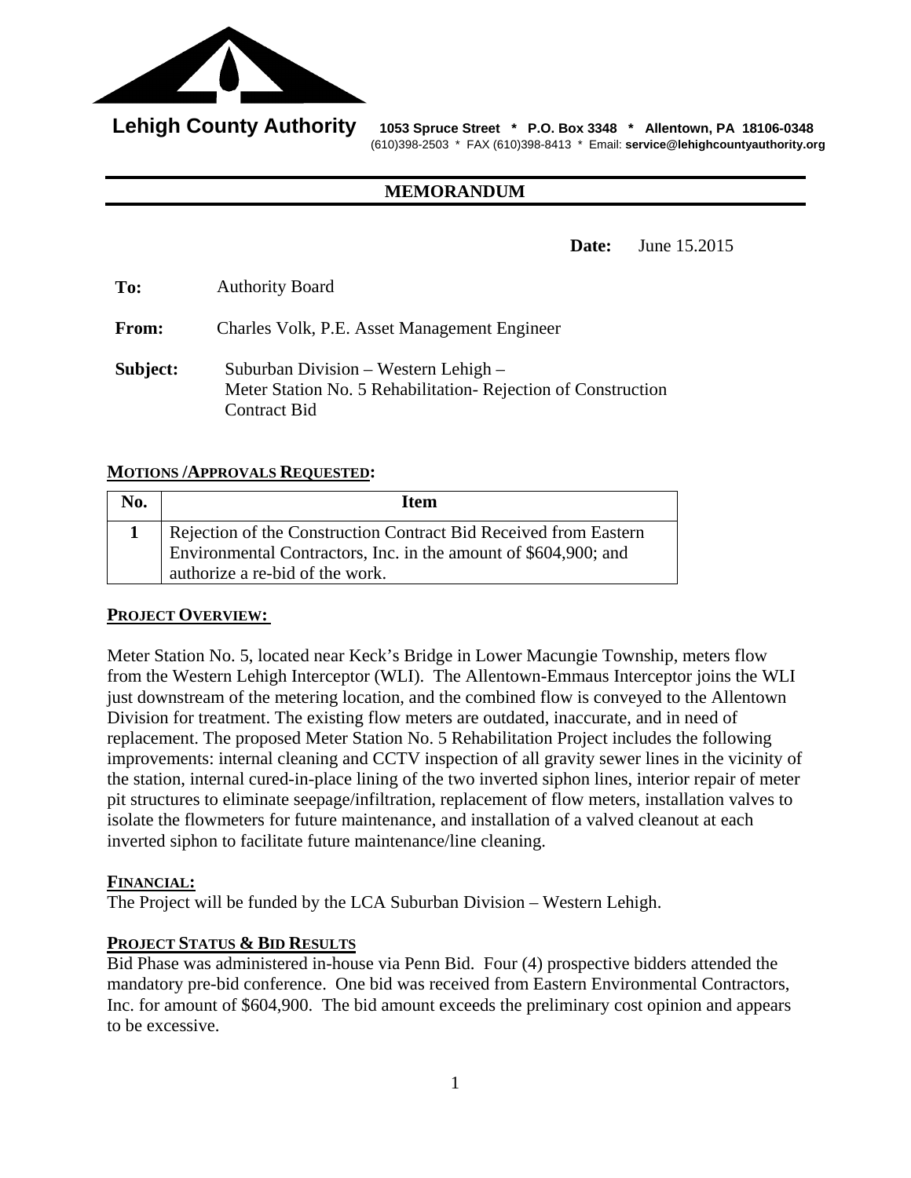**Lehigh County Authority** **1053 Spruce Street * P.O. Box 3348 * Allentown, PA 18106-0348**
(610)398-2503 * FAX (610)398-8413 * Email: **service@lehighcountyauthority.org**

## MEMORANDUM

**Date:** June 15.2015

**To:** Authority Board

**From:** Charles Volk, P.E. Asset Management Engineer

**Subject:** Suburban Division – Western Lehigh –
Meter Station No. 5 Rehabilitation- Rejection of Construction Contract Bid

### MOTIONS /APPROVALS REQUESTED:

| No. | Item |
|---|---|
| **1** | Rejection of the Construction Contract Bid Received from Eastern Environmental Contractors, Inc. in the amount of $604,900; and authorize a re-bid of the work. |

### PROJECT OVERVIEW:

Meter Station No. 5, located near Keck's Bridge in Lower Macungie Township, meters flow from the Western Lehigh Interceptor (WLI). The Allentown-Emmaus Interceptor joins the WLI just downstream of the metering location, and the combined flow is conveyed to the Allentown Division for treatment. The existing flow meters are outdated, inaccurate, and in need of replacement. The proposed Meter Station No. 5 Rehabilitation Project includes the following improvements: internal cleaning and CCTV inspection of all gravity sewer lines in the vicinity of the station, internal cured-in-place lining of the two inverted siphon lines, interior repair of meter pit structures to eliminate seepage/infiltration, replacement of flow meters, installation valves to isolate the flowmeters for future maintenance, and installation of a valved cleanout at each inverted siphon to facilitate future maintenance/line cleaning.

### FINANCIAL:

The Project will be funded by the LCA Suburban Division – Western Lehigh.

### PROJECT STATUS & BID RESULTS

Bid Phase was administered in-house via Penn Bid. Four (4) prospective bidders attended the mandatory pre-bid conference. One bid was received from Eastern Environmental Contractors, Inc. for amount of $604,900. The bid amount exceeds the preliminary cost opinion and appears to be excessive.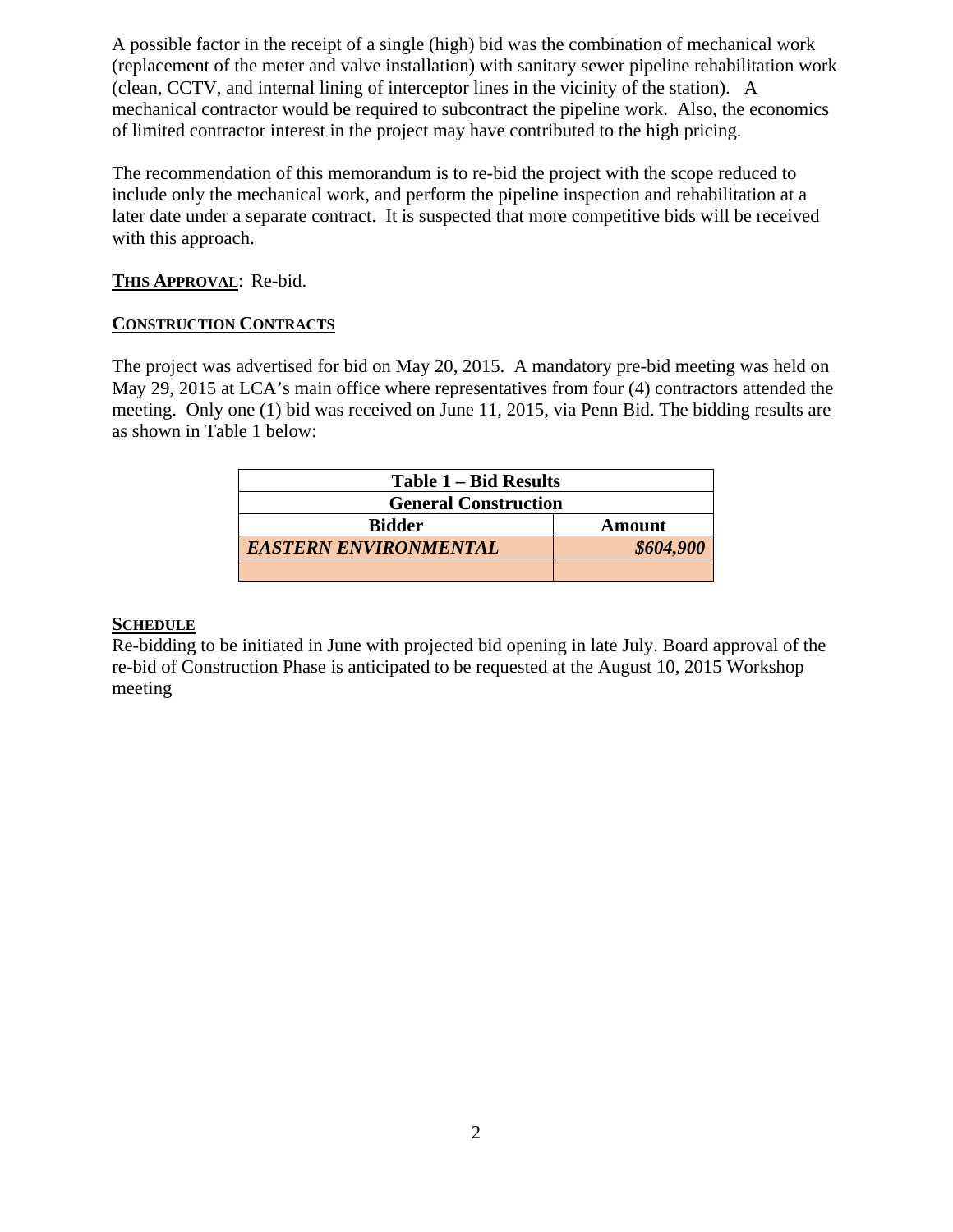A possible factor in the receipt of a single (high) bid was the combination of mechanical work (replacement of the meter and valve installation) with sanitary sewer pipeline rehabilitation work (clean, CCTV, and internal lining of interceptor lines in the vicinity of the station). A mechanical contractor would be required to subcontract the pipeline work. Also, the economics of limited contractor interest in the project may have contributed to the high pricing.

The recommendation of this memorandum is to re-bid the project with the scope reduced to include only the mechanical work, and perform the pipeline inspection and rehabilitation at a later date under a separate contract. It is suspected that more competitive bids will be received with this approach.

**THIS APPROVAL**: Re-bid.

**CONSTRUCTION CONTRACTS**

The project was advertised for bid on May 20, 2015. A mandatory pre-bid meeting was held on May 29, 2015 at LCA's main office where representatives from four (4) contractors attended the meeting. Only one (1) bid was received on June 11, 2015, via Penn Bid. The bidding results are as shown in Table 1 below:

| Table 1 – Bid Results | |
|---|---|
| **General Construction** | |
| **Bidder** | **Amount** |
| ***EASTERN ENVIRONMENTAL*** | ***$604,900*** |
| | |

**SCHEDULE**

Re-bidding to be initiated in June with projected bid opening in late July. Board approval of the re-bid of Construction Phase is anticipated to be requested at the August 10, 2015 Workshop meeting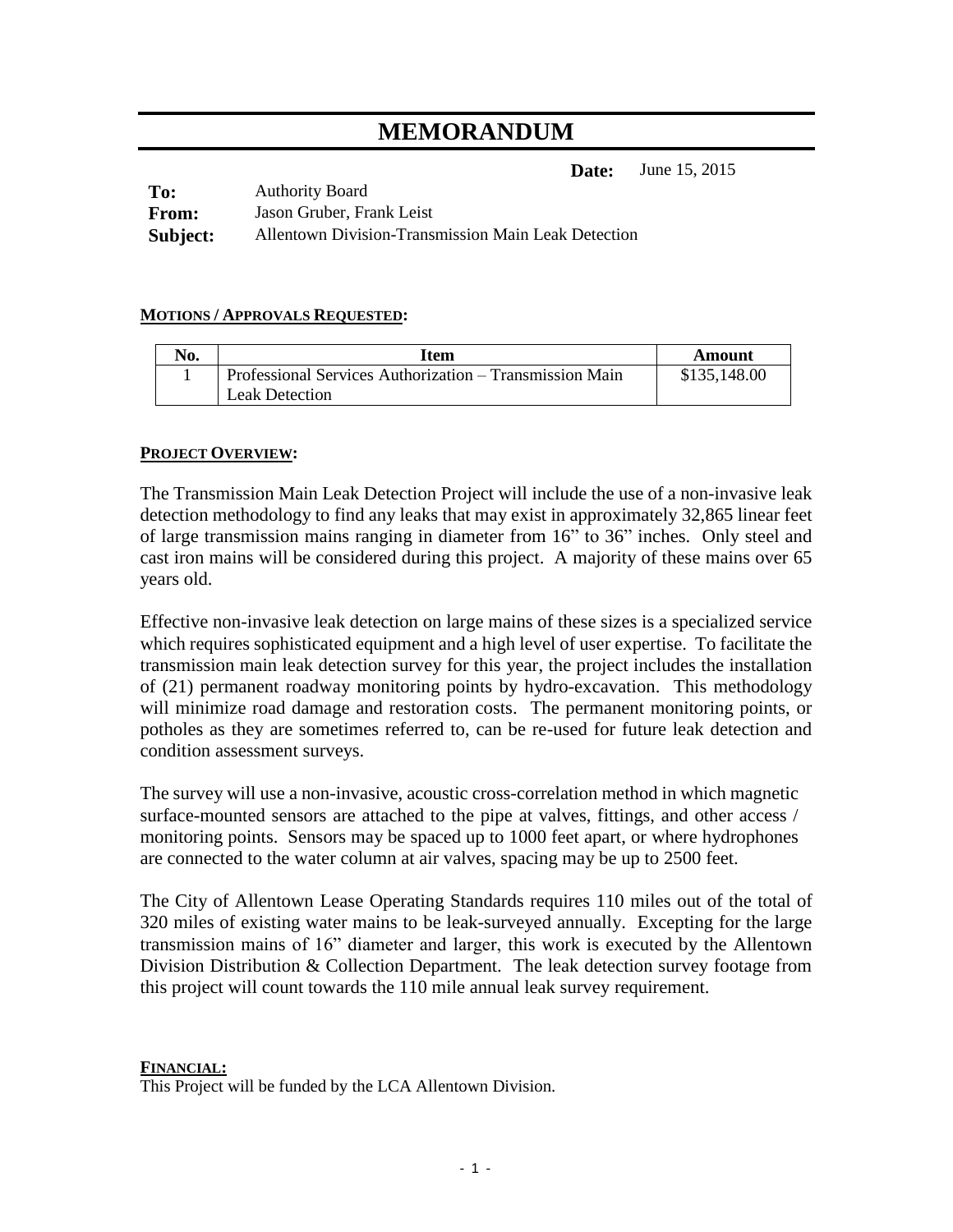# MEMORANDUM

**Date:** June 15, 2015

**To:** Authority Board
**From:** Jason Gruber, Frank Leist
**Subject:** Allentown Division-Transmission Main Leak Detection

**MOTIONS / APPROVALS REQUESTED:**

| No. | Item | Amount |
|---|---|---|
| 1 | Professional Services Authorization – Transmission Main Leak Detection | $135,148.00 |

**PROJECT OVERVIEW:**

The Transmission Main Leak Detection Project will include the use of a non-invasive leak detection methodology to find any leaks that may exist in approximately 32,865 linear feet of large transmission mains ranging in diameter from 16" to 36" inches. Only steel and cast iron mains will be considered during this project. A majority of these mains over 65 years old.

Effective non-invasive leak detection on large mains of these sizes is a specialized service which requires sophisticated equipment and a high level of user expertise. To facilitate the transmission main leak detection survey for this year, the project includes the installation of (21) permanent roadway monitoring points by hydro-excavation. This methodology will minimize road damage and restoration costs. The permanent monitoring points, or potholes as they are sometimes referred to, can be re-used for future leak detection and condition assessment surveys.

The survey will use a non-invasive, acoustic cross-correlation method in which magnetic surface-mounted sensors are attached to the pipe at valves, fittings, and other access / monitoring points. Sensors may be spaced up to 1000 feet apart, or where hydrophones are connected to the water column at air valves, spacing may be up to 2500 feet.

The City of Allentown Lease Operating Standards requires 110 miles out of the total of 320 miles of existing water mains to be leak-surveyed annually. Excepting for the large transmission mains of 16" diameter and larger, this work is executed by the Allentown Division Distribution & Collection Department. The leak detection survey footage from this project will count towards the 110 mile annual leak survey requirement.

**FINANCIAL:**

This Project will be funded by the LCA Allentown Division.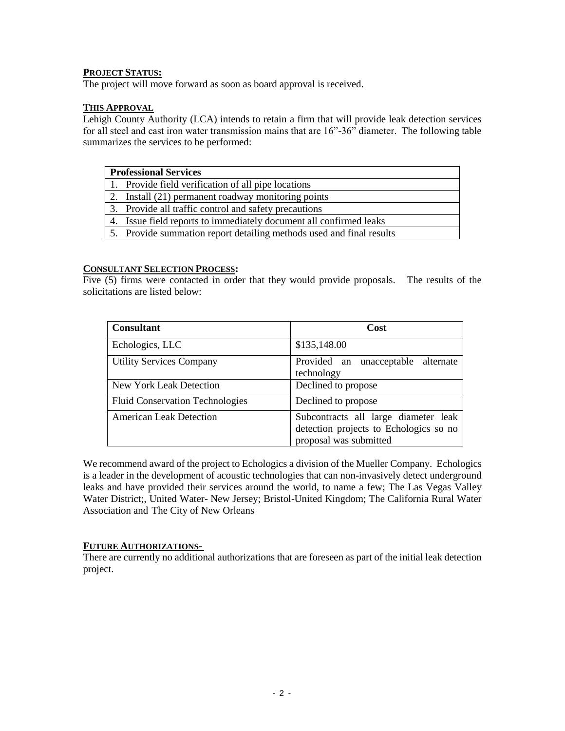**PROJECT STATUS:**

The project will move forward as soon as board approval is received.

**THIS APPROVAL**

Lehigh County Authority (LCA) intends to retain a firm that will provide leak detection services for all steel and cast iron water transmission mains that are 16"-36" diameter. The following table summarizes the services to be performed:

| Professional Services |
|---|
| 1. Provide field verification of all pipe locations |
| 2. Install (21) permanent roadway monitoring points |
| 3. Provide all traffic control and safety precautions |
| 4. Issue field reports to immediately document all confirmed leaks |
| 5. Provide summation report detailing methods used and final results |

**CONSULTANT SELECTION PROCESS:**

Five (5) firms were contacted in order that they would provide proposals. The results of the solicitations are listed below:

| Consultant | Cost |
|---|---|
| Echologics, LLC | $135,148.00 |
| Utility Services Company | Provided an unacceptable alternate technology |
| New York Leak Detection | Declined to propose |
| Fluid Conservation Technologies | Declined to propose |
| American Leak Detection | Subcontracts all large diameter leak detection projects to Echologics so no proposal was submitted |

We recommend award of the project to Echologics a division of the Mueller Company. Echologics is a leader in the development of acoustic technologies that can non-invasively detect underground leaks and have provided their services around the world, to name a few; The Las Vegas Valley Water District;, United Water- New Jersey; Bristol-United Kingdom; The California Rural Water Association and The City of New Orleans

**FUTURE AUTHORIZATIONS-**

There are currently no additional authorizations that are foreseen as part of the initial leak detection project.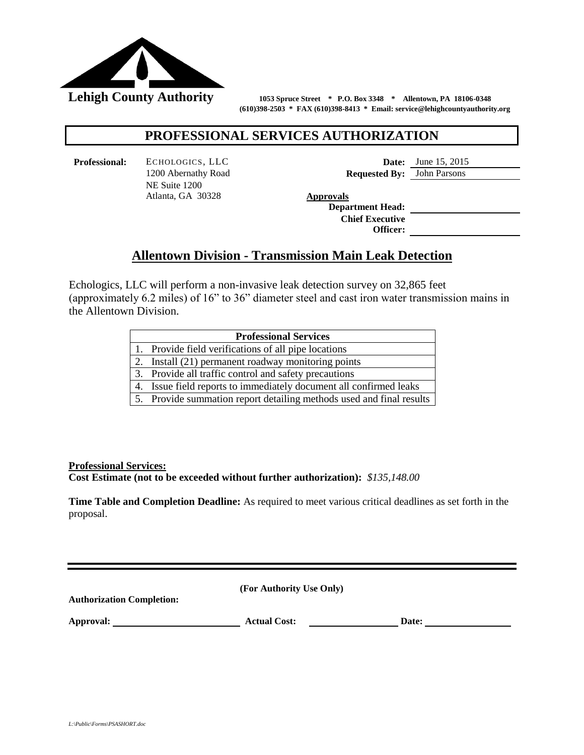**Lehigh County Authority**

**1053 Spruce Street * P.O. Box 3348 * Allentown, PA 18106-0348**
**(610)398-2503 * FAX (610)398-8413 * Email: service@lehighcountyauthority.org**

# PROFESSIONAL SERVICES AUTHORIZATION

**Professional:** ECHOLOGICS, LLC
1200 Abernathy Road
NE Suite 1200
Atlanta, GA 30328

**Date:** June 15, 2015
**Requested By:** John Parsons

**Approvals**
**Department Head:** ______________________
**Chief Executive Officer:** ______________________

## Allentown Division - Transmission Main Leak Detection

Echologics, LLC will perform a non-invasive leak detection survey on 32,865 feet (approximately 6.2 miles) of 16" to 36" diameter steel and cast iron water transmission mains in the Allentown Division.

| Professional Services |
|---|
| 1. Provide field verifications of all pipe locations |
| 2. Install (21) permanent roadway monitoring points |
| 3. Provide all traffic control and safety precautions |
| 4. Issue field reports to immediately document all confirmed leaks |
| 5. Provide summation report detailing methods used and final results |

**Professional Services:**
**Cost Estimate (not to be exceeded without further authorization):** *$135,148.00*

**Time Table and Completion Deadline:** As required to meet various critical deadlines as set forth in the proposal.

---

**(For Authority Use Only)**

**Authorization Completion:**

**Approval:** ______________________ **Actual Cost:** ______________________ **Date:** ______________________

*L:\Public\Forms\PSASHORT.doc*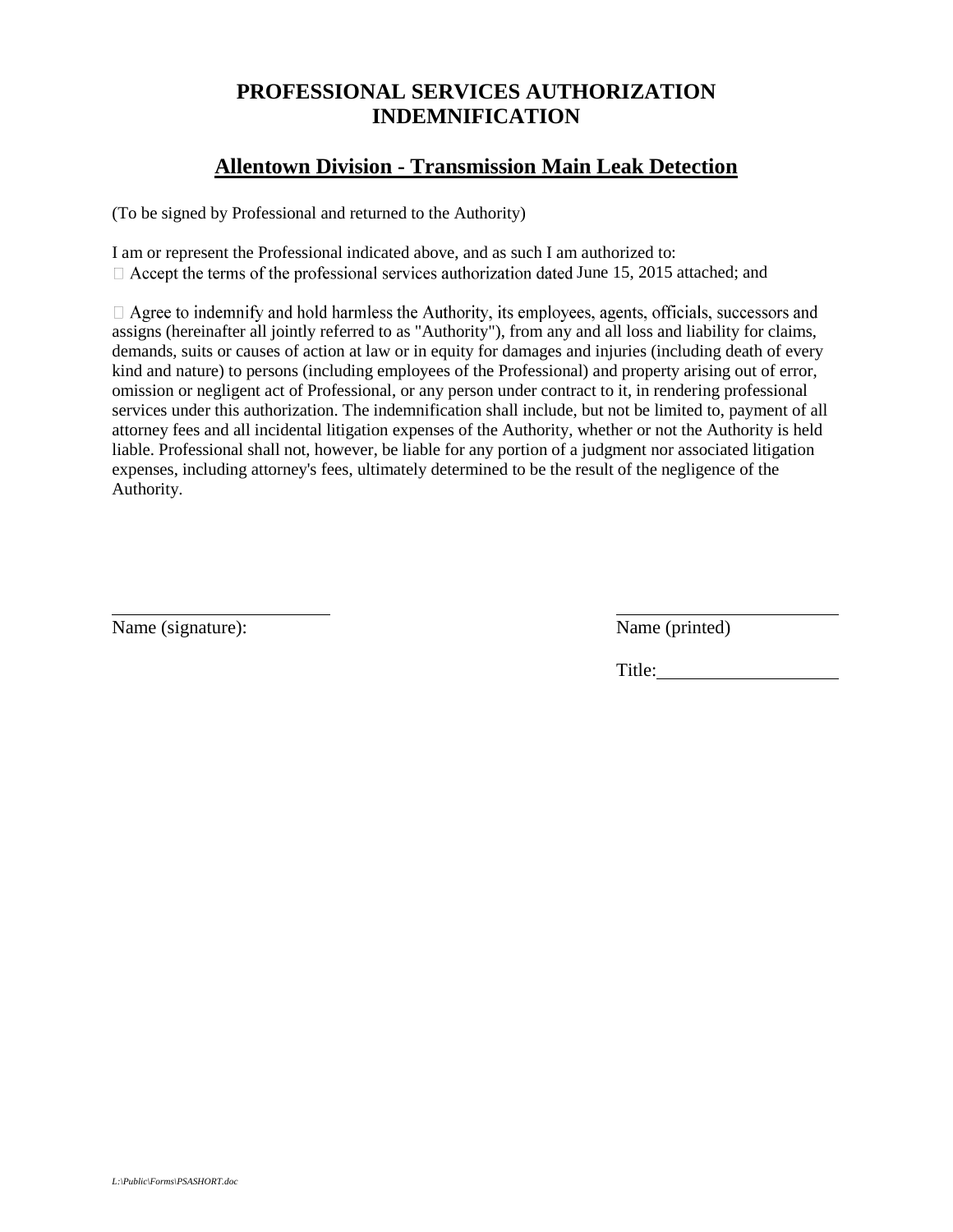# PROFESSIONAL SERVICES AUTHORIZATION INDEMNIFICATION

## Allentown Division - Transmission Main Leak Detection

(To be signed by Professional and returned to the Authority)

I am or represent the Professional indicated above, and as such I am authorized to:

- Accept the terms of the professional services authorization dated June 15, 2015 attached; and

- Agree to indemnify and hold harmless the Authority, its employees, agents, officials, successors and assigns (hereinafter all jointly referred to as "Authority"), from any and all loss and liability for claims, demands, suits or causes of action at law or in equity for damages and injuries (including death of every kind and nature) to persons (including employees of the Professional) and property arising out of error, omission or negligent act of Professional, or any person under contract to it, in rendering professional services under this authorization. The indemnification shall include, but not be limited to, payment of all attorney fees and all incidental litigation expenses of the Authority, whether or not the Authority is held liable. Professional shall not, however, be liable for any portion of a judgment nor associated litigation expenses, including attorney's fees, ultimately determined to be the result of the negligence of the Authority.

\_\_\_\_\_\_\_\_\_\_\_\_\_\_\_\_\_\_\_\_\_\_\_\_\_\_ \_\_\_\_\_\_\_\_\_\_\_\_\_\_\_\_\_\_\_\_\_\_\_\_\_\_

Name (signature): Name (printed)

Title:\_\_\_\_\_\_\_\_\_\_\_\_\_\_\_\_\_\_\_\_

*L:\Public\Forms\PSASHORT.doc*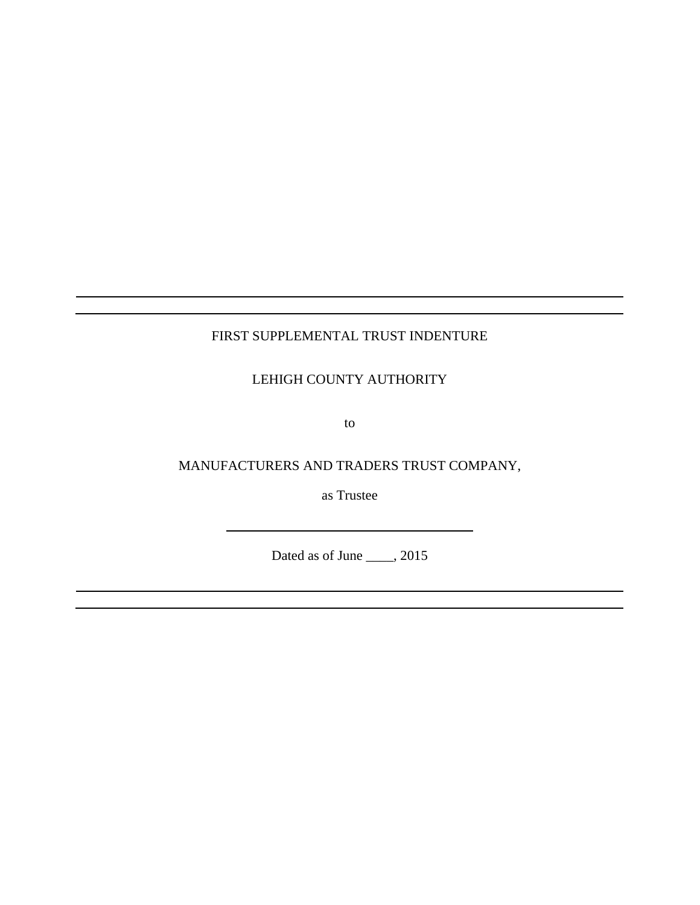---

FIRST SUPPLEMENTAL TRUST INDENTURE

LEHIGH COUNTY AUTHORITY

to

MANUFACTURERS AND TRADERS TRUST COMPANY,

as Trustee

---

Dated as of June ____, 2015

---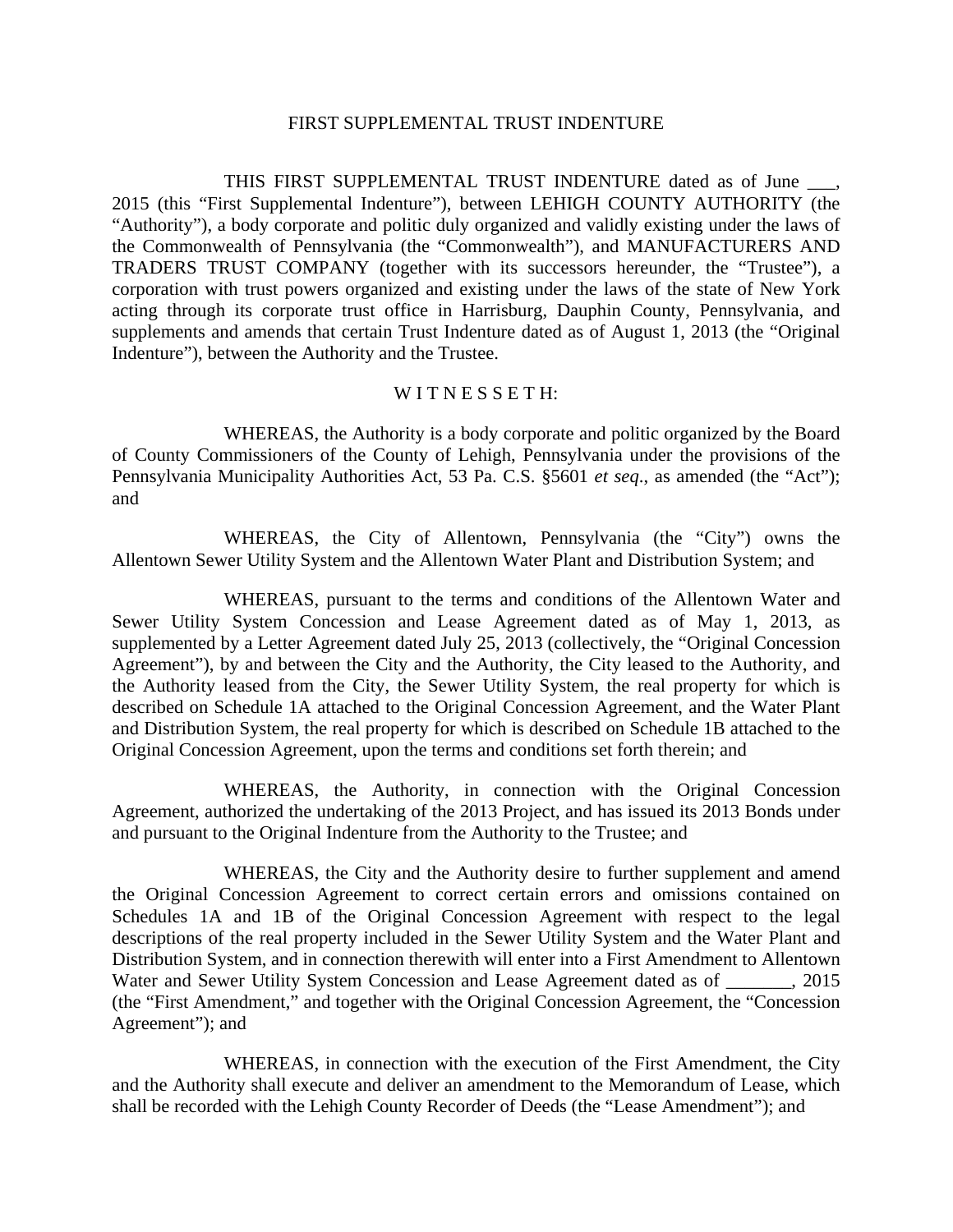# FIRST SUPPLEMENTAL TRUST INDENTURE

THIS FIRST SUPPLEMENTAL TRUST INDENTURE dated as of June ___, 2015 (this "First Supplemental Indenture"), between LEHIGH COUNTY AUTHORITY (the "Authority"), a body corporate and politic duly organized and validly existing under the laws of the Commonwealth of Pennsylvania (the "Commonwealth"), and MANUFACTURERS AND TRADERS TRUST COMPANY (together with its successors hereunder, the "Trustee"), a corporation with trust powers organized and existing under the laws of the state of New York acting through its corporate trust office in Harrisburg, Dauphin County, Pennsylvania, and supplements and amends that certain Trust Indenture dated as of August 1, 2013 (the "Original Indenture"), between the Authority and the Trustee.

W I T N E S S E T H:

WHEREAS, the Authority is a body corporate and politic organized by the Board of County Commissioners of the County of Lehigh, Pennsylvania under the provisions of the Pennsylvania Municipality Authorities Act, 53 Pa. C.S. §5601 *et seq*., as amended (the "Act"); and

WHEREAS, the City of Allentown, Pennsylvania (the "City") owns the Allentown Sewer Utility System and the Allentown Water Plant and Distribution System; and

WHEREAS, pursuant to the terms and conditions of the Allentown Water and Sewer Utility System Concession and Lease Agreement dated as of May 1, 2013, as supplemented by a Letter Agreement dated July 25, 2013 (collectively, the "Original Concession Agreement"), by and between the City and the Authority, the City leased to the Authority, and the Authority leased from the City, the Sewer Utility System, the real property for which is described on Schedule 1A attached to the Original Concession Agreement, and the Water Plant and Distribution System, the real property for which is described on Schedule 1B attached to the Original Concession Agreement, upon the terms and conditions set forth therein; and

WHEREAS, the Authority, in connection with the Original Concession Agreement, authorized the undertaking of the 2013 Project, and has issued its 2013 Bonds under and pursuant to the Original Indenture from the Authority to the Trustee; and

WHEREAS, the City and the Authority desire to further supplement and amend the Original Concession Agreement to correct certain errors and omissions contained on Schedules 1A and 1B of the Original Concession Agreement with respect to the legal descriptions of the real property included in the Sewer Utility System and the Water Plant and Distribution System, and in connection therewith will enter into a First Amendment to Allentown Water and Sewer Utility System Concession and Lease Agreement dated as of _______, 2015 (the "First Amendment," and together with the Original Concession Agreement, the "Concession Agreement"); and

WHEREAS, in connection with the execution of the First Amendment, the City and the Authority shall execute and deliver an amendment to the Memorandum of Lease, which shall be recorded with the Lehigh County Recorder of Deeds (the "Lease Amendment"); and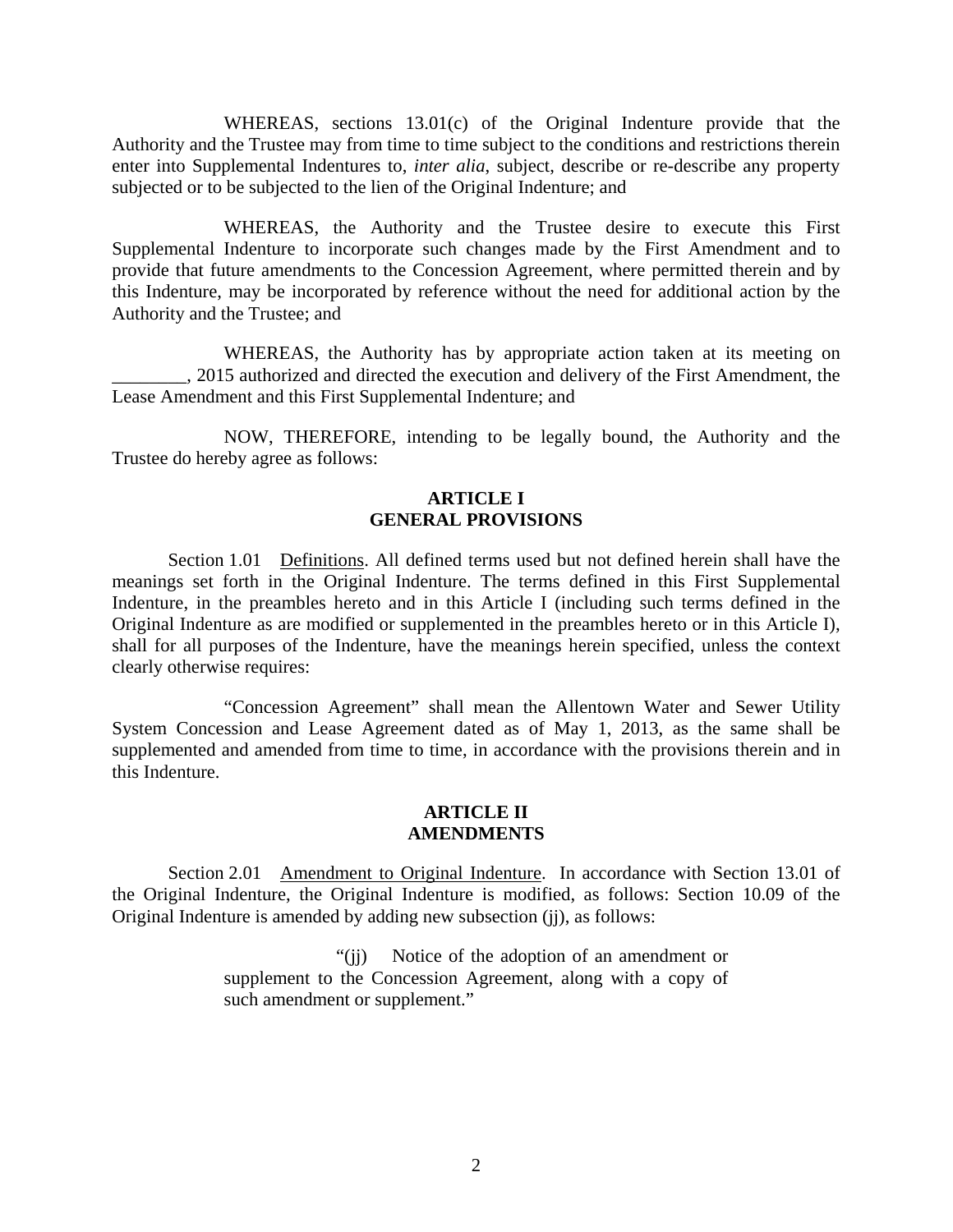WHEREAS, sections 13.01(c) of the Original Indenture provide that the Authority and the Trustee may from time to time subject to the conditions and restrictions therein enter into Supplemental Indentures to, *inter alia*, subject, describe or re-describe any property subjected or to be subjected to the lien of the Original Indenture; and

WHEREAS, the Authority and the Trustee desire to execute this First Supplemental Indenture to incorporate such changes made by the First Amendment and to provide that future amendments to the Concession Agreement, where permitted therein and by this Indenture, may be incorporated by reference without the need for additional action by the Authority and the Trustee; and

WHEREAS, the Authority has by appropriate action taken at its meeting on ________, 2015 authorized and directed the execution and delivery of the First Amendment, the Lease Amendment and this First Supplemental Indenture; and

NOW, THEREFORE, intending to be legally bound, the Authority and the Trustee do hereby agree as follows:

## ARTICLE I
## GENERAL PROVISIONS

Section 1.01 Definitions. All defined terms used but not defined herein shall have the meanings set forth in the Original Indenture. The terms defined in this First Supplemental Indenture, in the preambles hereto and in this Article I (including such terms defined in the Original Indenture as are modified or supplemented in the preambles hereto or in this Article I), shall for all purposes of the Indenture, have the meanings herein specified, unless the context clearly otherwise requires:

"Concession Agreement" shall mean the Allentown Water and Sewer Utility System Concession and Lease Agreement dated as of May 1, 2013, as the same shall be supplemented and amended from time to time, in accordance with the provisions therein and in this Indenture.

## ARTICLE II
## AMENDMENTS

Section 2.01 Amendment to Original Indenture. In accordance with Section 13.01 of the Original Indenture, the Original Indenture is modified, as follows: Section 10.09 of the Original Indenture is amended by adding new subsection (jj), as follows:

> "(jj) Notice of the adoption of an amendment or supplement to the Concession Agreement, along with a copy of such amendment or supplement."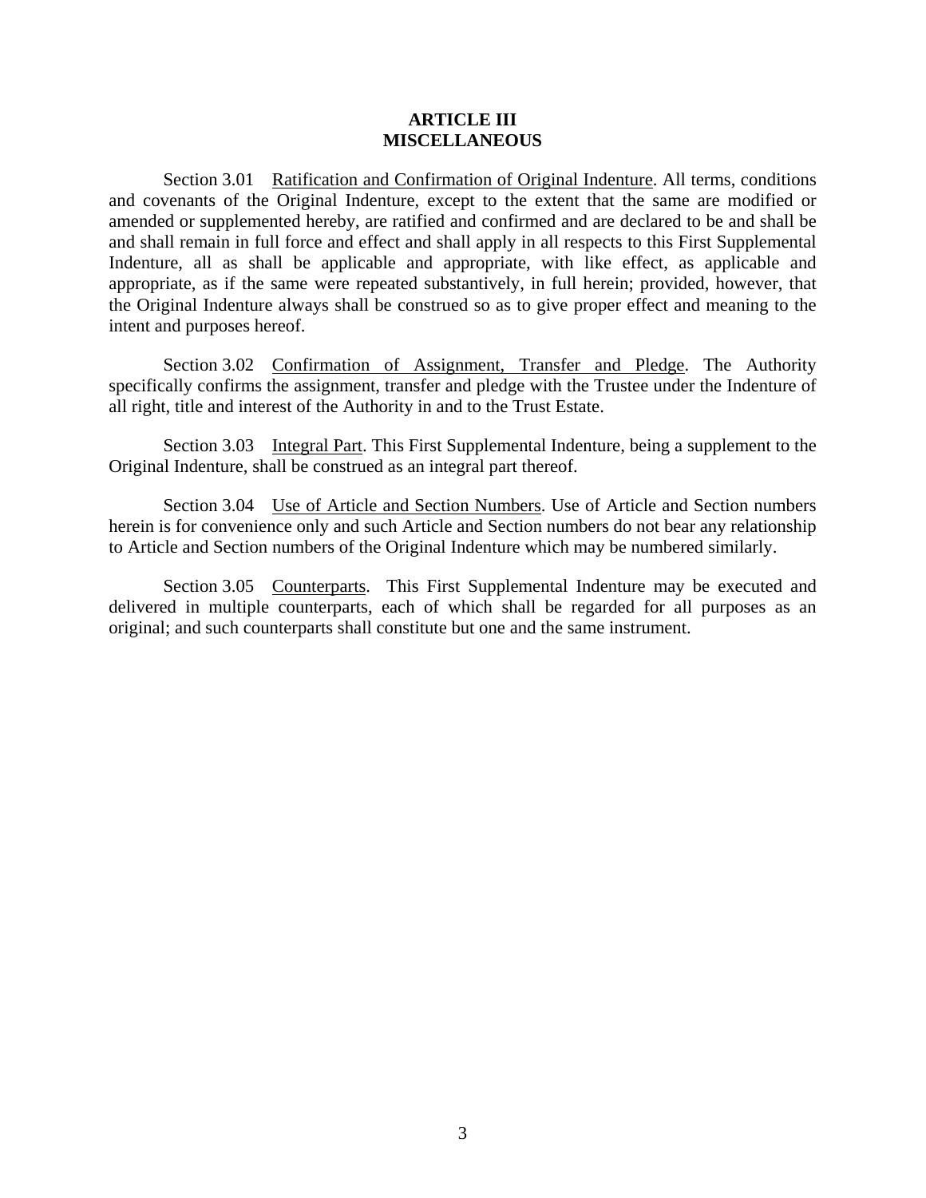## ARTICLE III
## MISCELLANEOUS

Section 3.01 Ratification and Confirmation of Original Indenture. All terms, conditions and covenants of the Original Indenture, except to the extent that the same are modified or amended or supplemented hereby, are ratified and confirmed and are declared to be and shall be and shall remain in full force and effect and shall apply in all respects to this First Supplemental Indenture, all as shall be applicable and appropriate, with like effect, as applicable and appropriate, as if the same were repeated substantively, in full herein; provided, however, that the Original Indenture always shall be construed so as to give proper effect and meaning to the intent and purposes hereof.

Section 3.02 Confirmation of Assignment, Transfer and Pledge. The Authority specifically confirms the assignment, transfer and pledge with the Trustee under the Indenture of all right, title and interest of the Authority in and to the Trust Estate.

Section 3.03 Integral Part. This First Supplemental Indenture, being a supplement to the Original Indenture, shall be construed as an integral part thereof.

Section 3.04 Use of Article and Section Numbers. Use of Article and Section numbers herein is for convenience only and such Article and Section numbers do not bear any relationship to Article and Section numbers of the Original Indenture which may be numbered similarly.

Section 3.05 Counterparts. This First Supplemental Indenture may be executed and delivered in multiple counterparts, each of which shall be regarded for all purposes as an original; and such counterparts shall constitute but one and the same instrument.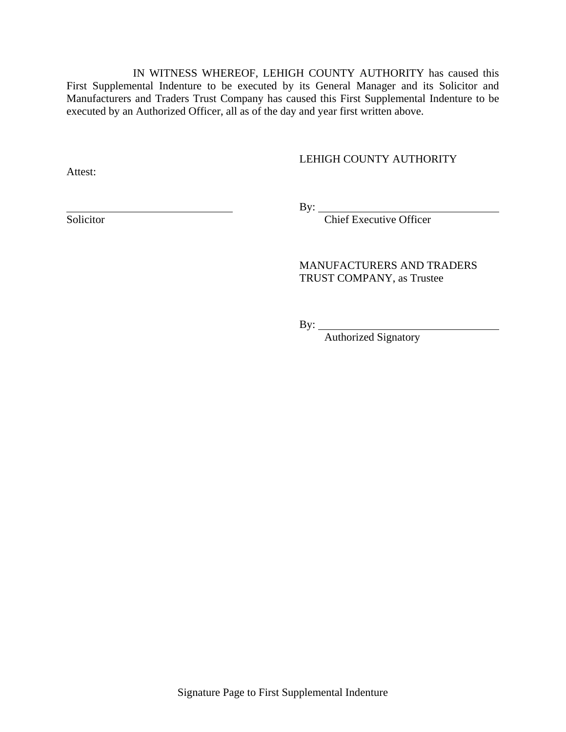IN WITNESS WHEREOF, LEHIGH COUNTY AUTHORITY has caused this First Supplemental Indenture to be executed by its General Manager and its Solicitor and Manufacturers and Traders Trust Company has caused this First Supplemental Indenture to be executed by an Authorized Officer, all as of the day and year first written above.

LEHIGH COUNTY AUTHORITY

Attest:

_______________________________
Solicitor

By: _______________________________
Chief Executive Officer

MANUFACTURERS AND TRADERS TRUST COMPANY, as Trustee

By: _______________________________
Authorized Signatory

Signature Page to First Supplemental Indenture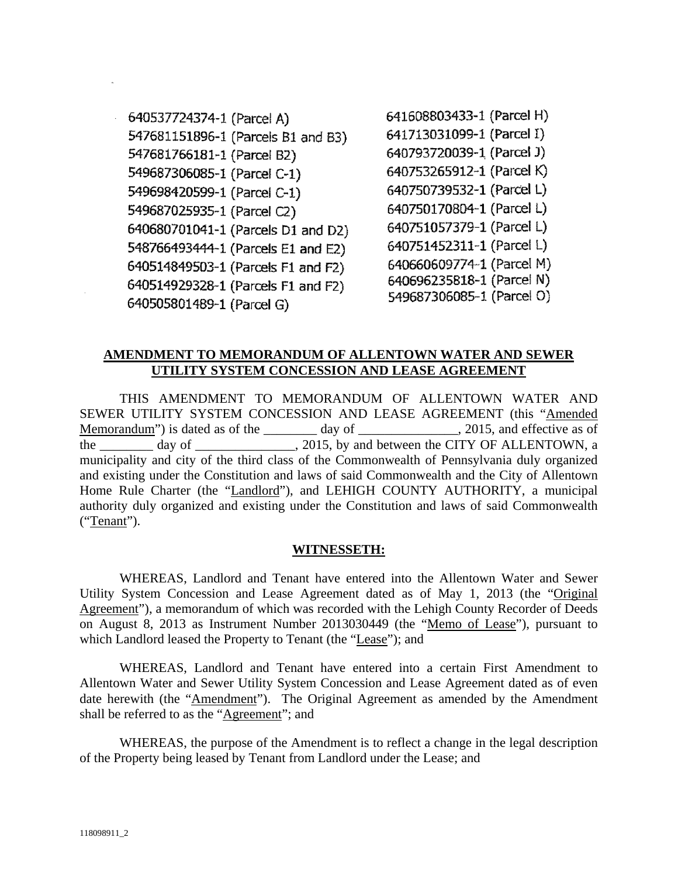640537724374-1 (Parcel A)
547681151896-1 (Parcels B1 and B3)
547681766181-1 (Parcel B2)
549687306085-1 (Parcel C-1)
549698420599-1 (Parcel C-1)
549687025935-1 (Parcel C2)
640680701041-1 (Parcels D1 and D2)
548766493444-1 (Parcels E1 and E2)
640514849503-1 (Parcels F1 and F2)
640514929328-1 (Parcels F1 and F2)
640505801489-1 (Parcel G)
641608803433-1 (Parcel H)
641713031099-1 (Parcel I)
640793720039-1 (Parcel J)
640753265912-1 (Parcel K)
640750739532-1 (Parcel L)
640750170804-1 (Parcel L)
640751057379-1 (Parcel L)
640751452311-1 (Parcel L)
640660609774-1 (Parcel M)
640696235818-1 (Parcel N)
549687306085-1 (Parcel O)

**AMENDMENT TO MEMORANDUM OF ALLENTOWN WATER AND SEWER UTILITY SYSTEM CONCESSION AND LEASE AGREEMENT**

THIS AMENDMENT TO MEMORANDUM OF ALLENTOWN WATER AND SEWER UTILITY SYSTEM CONCESSION AND LEASE AGREEMENT (this "Amended Memorandum") is dated as of the ________ day of _______________, 2015, and effective as of the ________ day of _______________, 2015, by and between the CITY OF ALLENTOWN, a municipality and city of the third class of the Commonwealth of Pennsylvania duly organized and existing under the Constitution and laws of said Commonwealth and the City of Allentown Home Rule Charter (the "Landlord"), and LEHIGH COUNTY AUTHORITY, a municipal authority duly organized and existing under the Constitution and laws of said Commonwealth ("Tenant").

**WITNESSETH:**

WHEREAS, Landlord and Tenant have entered into the Allentown Water and Sewer Utility System Concession and Lease Agreement dated as of May 1, 2013 (the "Original Agreement"), a memorandum of which was recorded with the Lehigh County Recorder of Deeds on August 8, 2013 as Instrument Number 2013030449 (the "Memo of Lease"), pursuant to which Landlord leased the Property to Tenant (the "Lease"); and

WHEREAS, Landlord and Tenant have entered into a certain First Amendment to Allentown Water and Sewer Utility System Concession and Lease Agreement dated as of even date herewith (the "Amendment"). The Original Agreement as amended by the Amendment shall be referred to as the "Agreement"; and

WHEREAS, the purpose of the Amendment is to reflect a change in the legal description of the Property being leased by Tenant from Landlord under the Lease; and

118098911_2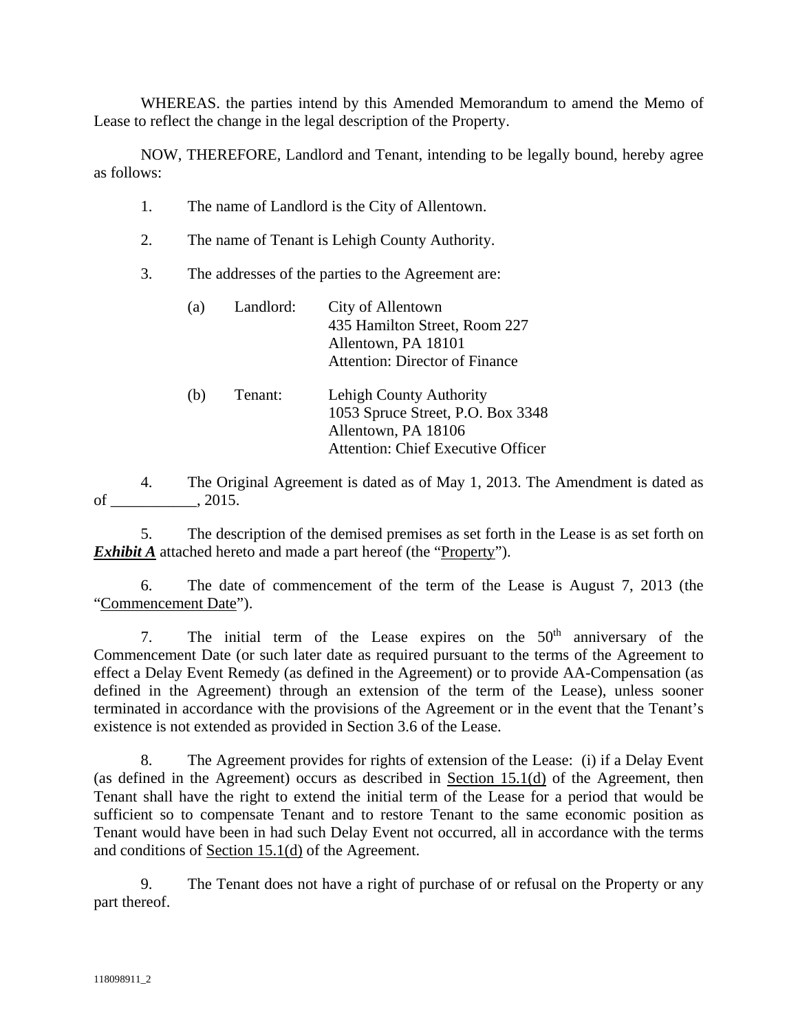WHEREAS. the parties intend by this Amended Memorandum to amend the Memo of Lease to reflect the change in the legal description of the Property.

NOW, THEREFORE, Landlord and Tenant, intending to be legally bound, hereby agree as follows:

1. The name of Landlord is the City of Allentown.

2. The name of Tenant is Lehigh County Authority.

3. The addresses of the parties to the Agreement are:

   (a) Landlord: City of Allentown
   435 Hamilton Street, Room 227
   Allentown, PA 18101
   Attention: Director of Finance

   (b) Tenant: Lehigh County Authority
   1053 Spruce Street, P.O. Box 3348
   Allentown, PA 18106
   Attention: Chief Executive Officer

4. The Original Agreement is dated as of May 1, 2013. The Amendment is dated as of ___________, 2015.

5. The description of the demised premises as set forth in the Lease is as set forth on ***Exhibit A*** attached hereto and made a part hereof (the "Property").

6. The date of commencement of the term of the Lease is August 7, 2013 (the "Commencement Date").

7. The initial term of the Lease expires on the 50th anniversary of the Commencement Date (or such later date as required pursuant to the terms of the Agreement to effect a Delay Event Remedy (as defined in the Agreement) or to provide AA-Compensation (as defined in the Agreement) through an extension of the term of the Lease), unless sooner terminated in accordance with the provisions of the Agreement or in the event that the Tenant's existence is not extended as provided in Section 3.6 of the Lease.

8. The Agreement provides for rights of extension of the Lease: (i) if a Delay Event (as defined in the Agreement) occurs as described in Section 15.1(d) of the Agreement, then Tenant shall have the right to extend the initial term of the Lease for a period that would be sufficient so to compensate Tenant and to restore Tenant to the same economic position as Tenant would have been in had such Delay Event not occurred, all in accordance with the terms and conditions of Section 15.1(d) of the Agreement.

9. The Tenant does not have a right of purchase of or refusal on the Property or any part thereof.

118098911_2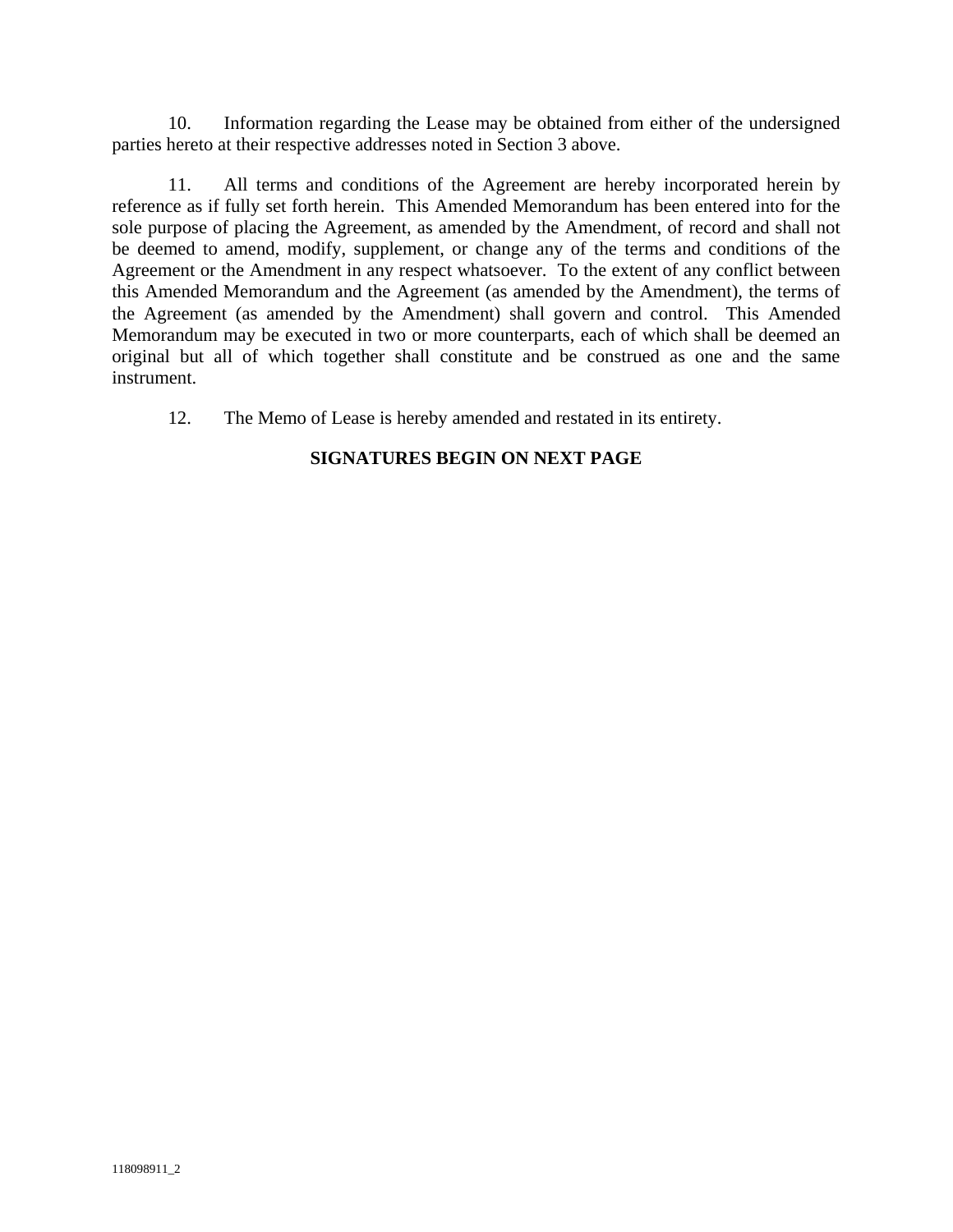10. Information regarding the Lease may be obtained from either of the undersigned parties hereto at their respective addresses noted in Section 3 above.

11. All terms and conditions of the Agreement are hereby incorporated herein by reference as if fully set forth herein. This Amended Memorandum has been entered into for the sole purpose of placing the Agreement, as amended by the Amendment, of record and shall not be deemed to amend, modify, supplement, or change any of the terms and conditions of the Agreement or the Amendment in any respect whatsoever. To the extent of any conflict between this Amended Memorandum and the Agreement (as amended by the Amendment), the terms of the Agreement (as amended by the Amendment) shall govern and control. This Amended Memorandum may be executed in two or more counterparts, each of which shall be deemed an original but all of which together shall constitute and be construed as one and the same instrument.

12. The Memo of Lease is hereby amended and restated in its entirety.

**SIGNATURES BEGIN ON NEXT PAGE**

118098911_2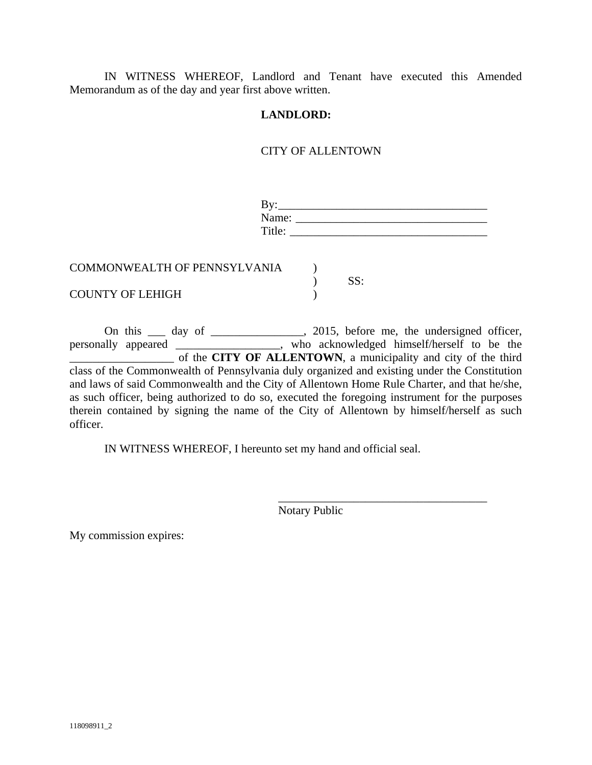IN WITNESS WHEREOF, Landlord and Tenant have executed this Amended Memorandum as of the day and year first above written.

**LANDLORD:**

CITY OF ALLENTOWN

By:____________________________________
Name: _________________________________
Title: __________________________________

COMMONWEALTH OF PENNSYLVANIA )
) SS:
COUNTY OF LEHIGH )

On this ___ day of ________________, 2015, before me, the undersigned officer, personally appeared _________________, who acknowledged himself/herself to be the __________________ of the **CITY OF ALLENTOWN**, a municipality and city of the third class of the Commonwealth of Pennsylvania duly organized and existing under the Constitution and laws of said Commonwealth and the City of Allentown Home Rule Charter, and that he/she, as such officer, being authorized to do so, executed the foregoing instrument for the purposes therein contained by signing the name of the City of Allentown by himself/herself as such officer.

IN WITNESS WHEREOF, I hereunto set my hand and official seal.

____________________________________
Notary Public

My commission expires:

118098911_2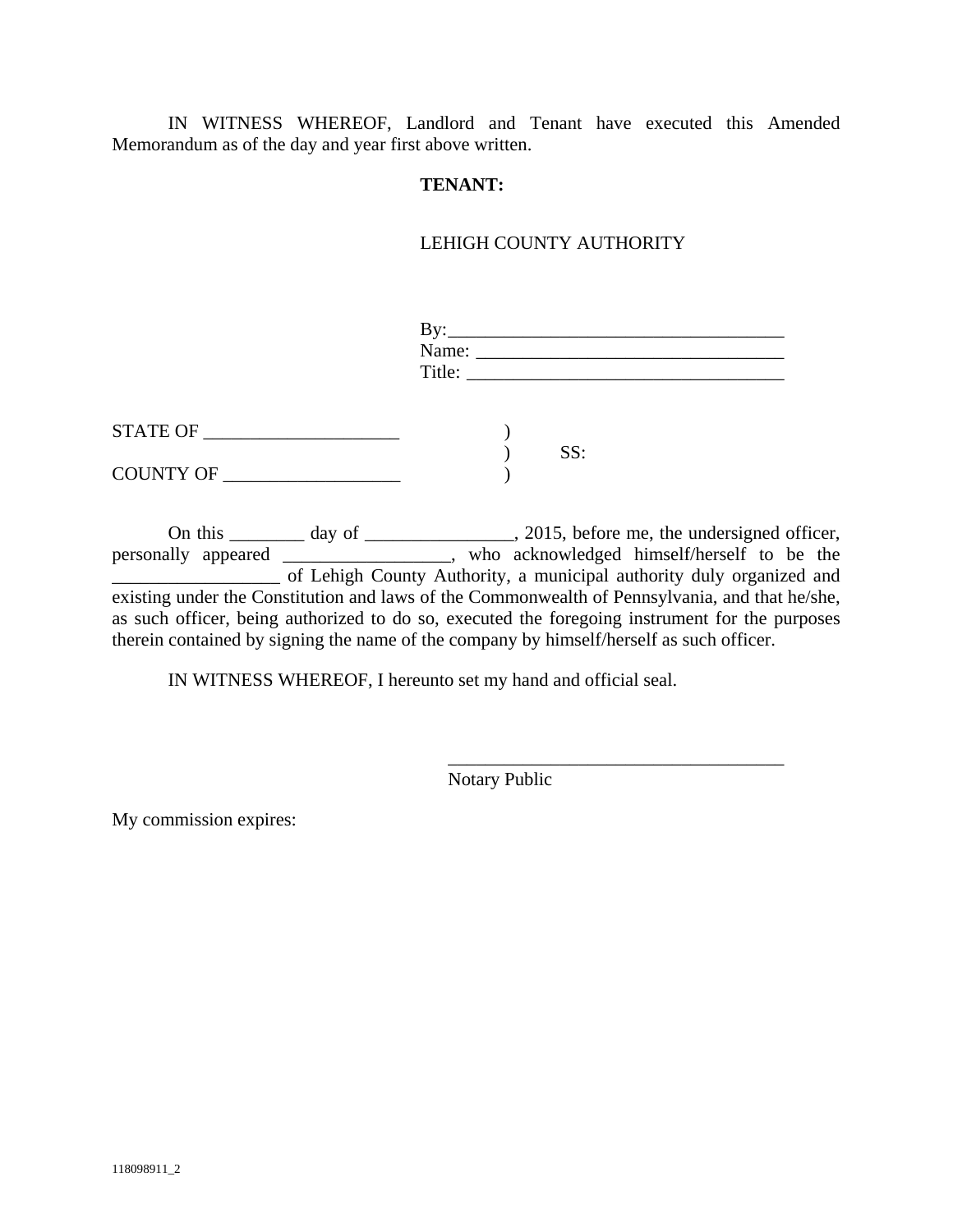IN WITNESS WHEREOF, Landlord and Tenant have executed this Amended Memorandum as of the day and year first above written.

**TENANT:**

LEHIGH COUNTY AUTHORITY

By:____________________________________
Name: _________________________________
Title: __________________________________

STATE OF _____________________ )
) SS:
COUNTY OF ___________________ )

On this ________ day of ________________, 2015, before me, the undersigned officer, personally appeared _________________, who acknowledged himself/herself to be the __________________ of Lehigh County Authority, a municipal authority duly organized and existing under the Constitution and laws of the Commonwealth of Pennsylvania, and that he/she, as such officer, being authorized to do so, executed the foregoing instrument for the purposes therein contained by signing the name of the company by himself/herself as such officer.

IN WITNESS WHEREOF, I hereunto set my hand and official seal.

_____________________________________
Notary Public

My commission expires:

118098911_2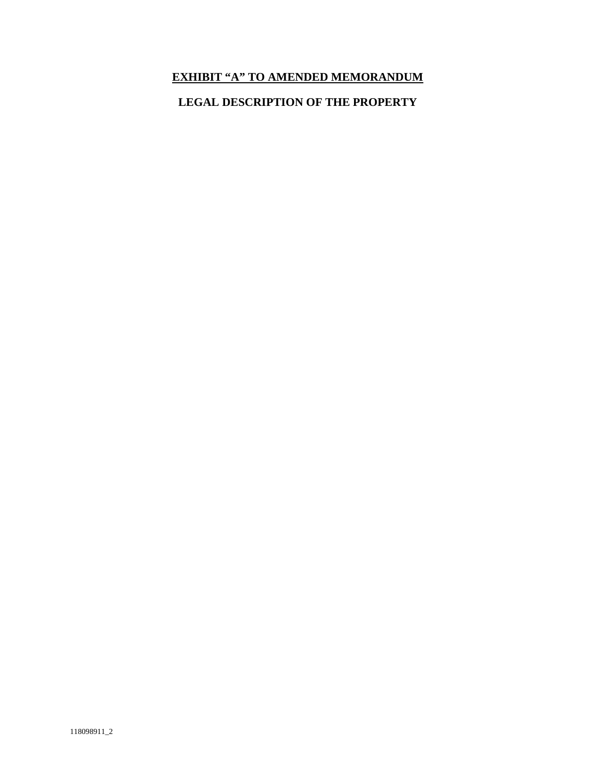## <u>EXHIBIT "A" TO AMENDED MEMORANDUM</u>

## LEGAL DESCRIPTION OF THE PROPERTY

118098911_2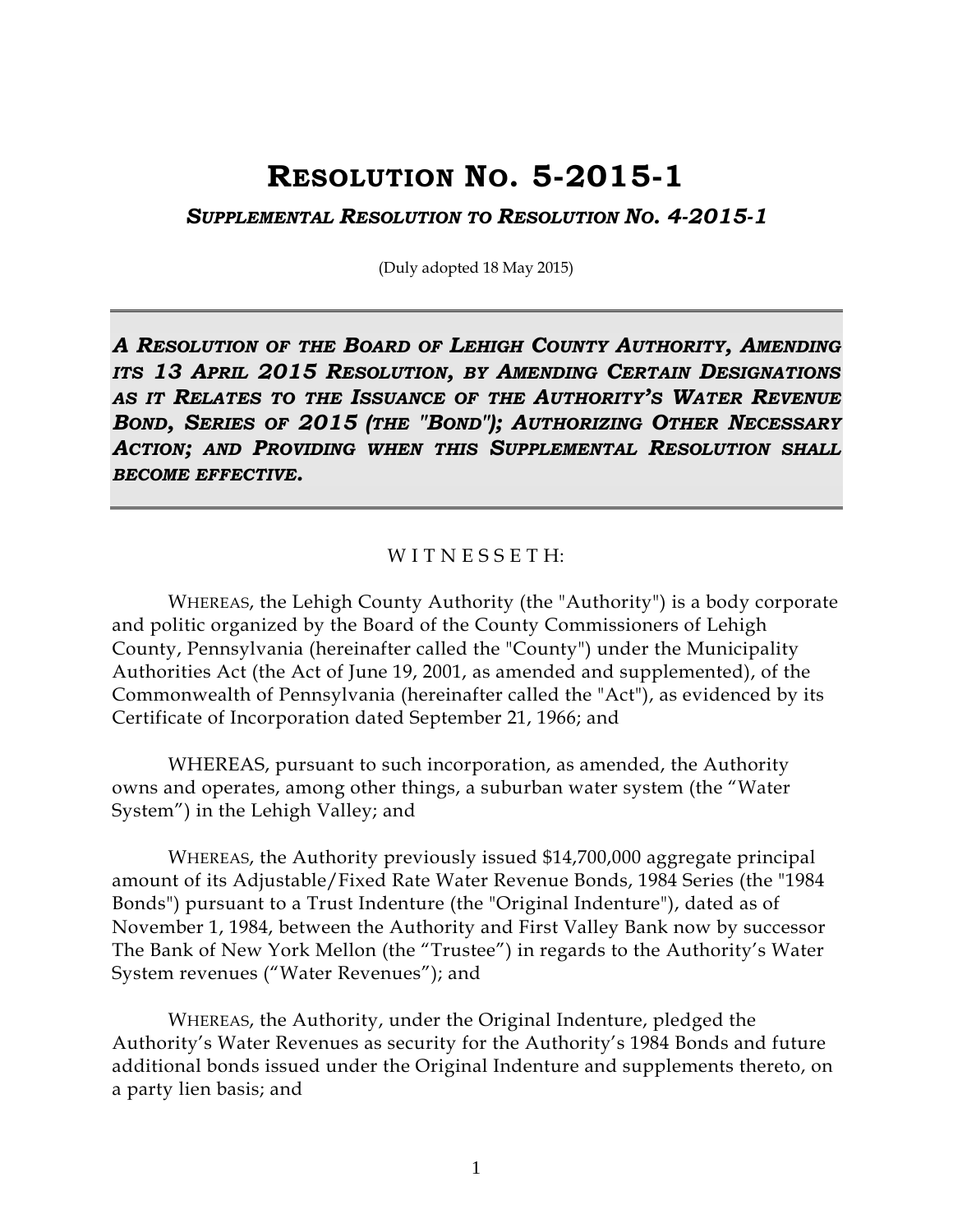# Resolution No. 5-2015-1

## *Supplemental Resolution to Resolution No. 4-2015-1*

(Duly adopted 18 May 2015)

***A Resolution of the Board of Lehigh County Authority, Amending its 13 April 2015 Resolution, by Amending Certain Designations as it Relates to the Issuance of the Authority's Water Revenue Bond, Series of 2015 (the "Bond"); Authorizing Other Necessary Action; and Providing when this Supplemental Resolution shall become effective.***

W I T N E S S E T H:

WHEREAS, the Lehigh County Authority (the "Authority") is a body corporate and politic organized by the Board of the County Commissioners of Lehigh County, Pennsylvania (hereinafter called the "County") under the Municipality Authorities Act (the Act of June 19, 2001, as amended and supplemented), of the Commonwealth of Pennsylvania (hereinafter called the "Act"), as evidenced by its Certificate of Incorporation dated September 21, 1966; and

WHEREAS, pursuant to such incorporation, as amended, the Authority owns and operates, among other things, a suburban water system (the "Water System") in the Lehigh Valley; and

WHEREAS, the Authority previously issued $14,700,000 aggregate principal amount of its Adjustable/Fixed Rate Water Revenue Bonds, 1984 Series (the "1984 Bonds") pursuant to a Trust Indenture (the "Original Indenture"), dated as of November 1, 1984, between the Authority and First Valley Bank now by successor The Bank of New York Mellon (the "Trustee") in regards to the Authority's Water System revenues ("Water Revenues"); and

WHEREAS, the Authority, under the Original Indenture, pledged the Authority's Water Revenues as security for the Authority's 1984 Bonds and future additional bonds issued under the Original Indenture and supplements thereto, on a party lien basis; and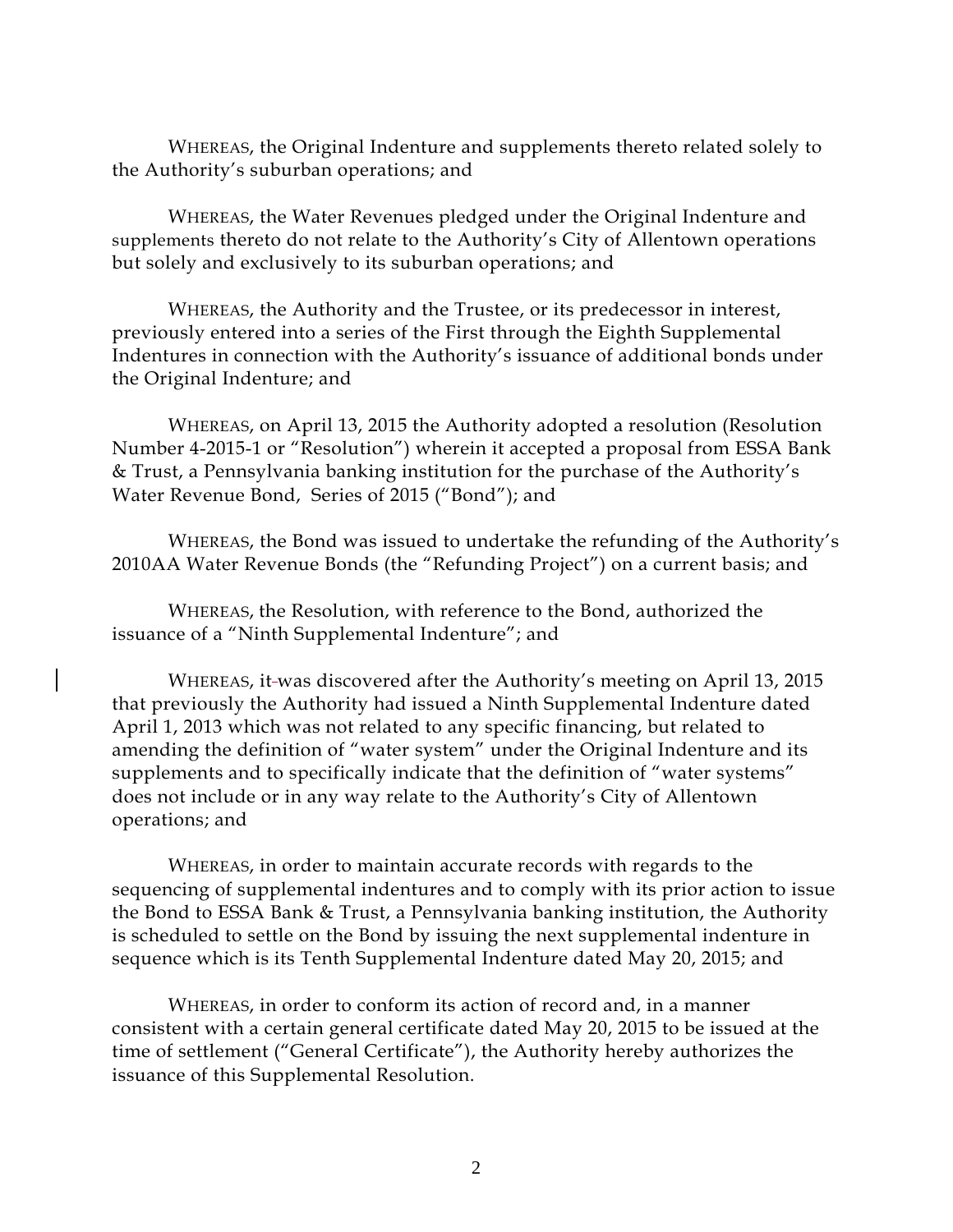WHEREAS, the Original Indenture and supplements thereto related solely to the Authority's suburban operations; and

WHEREAS, the Water Revenues pledged under the Original Indenture and supplements thereto do not relate to the Authority's City of Allentown operations but solely and exclusively to its suburban operations; and

WHEREAS, the Authority and the Trustee, or its predecessor in interest, previously entered into a series of the First through the Eighth Supplemental Indentures in connection with the Authority's issuance of additional bonds under the Original Indenture; and

WHEREAS, on April 13, 2015 the Authority adopted a resolution (Resolution Number 4-2015-1 or "Resolution") wherein it accepted a proposal from ESSA Bank & Trust, a Pennsylvania banking institution for the purchase of the Authority's Water Revenue Bond, Series of 2015 ("Bond"); and

WHEREAS, the Bond was issued to undertake the refunding of the Authority's 2010AA Water Revenue Bonds (the "Refunding Project") on a current basis; and

WHEREAS, the Resolution, with reference to the Bond, authorized the issuance of a "Ninth Supplemental Indenture"; and

WHEREAS, it was discovered after the Authority's meeting on April 13, 2015 that previously the Authority had issued a Ninth Supplemental Indenture dated April 1, 2013 which was not related to any specific financing, but related to amending the definition of "water system" under the Original Indenture and its supplements and to specifically indicate that the definition of "water systems" does not include or in any way relate to the Authority's City of Allentown operations; and

WHEREAS, in order to maintain accurate records with regards to the sequencing of supplemental indentures and to comply with its prior action to issue the Bond to ESSA Bank & Trust, a Pennsylvania banking institution, the Authority is scheduled to settle on the Bond by issuing the next supplemental indenture in sequence which is its Tenth Supplemental Indenture dated May 20, 2015; and

WHEREAS, in order to conform its action of record and, in a manner consistent with a certain general certificate dated May 20, 2015 to be issued at the time of settlement ("General Certificate"), the Authority hereby authorizes the issuance of this Supplemental Resolution.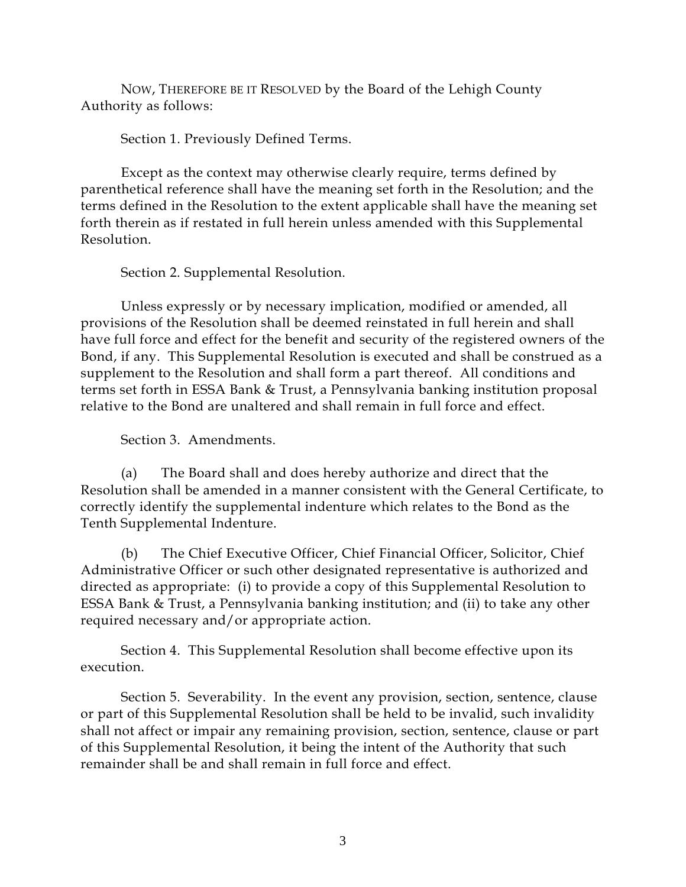NOW, THEREFORE BE IT RESOLVED by the Board of the Lehigh County Authority as follows:

Section 1. Previously Defined Terms.

Except as the context may otherwise clearly require, terms defined by parenthetical reference shall have the meaning set forth in the Resolution; and the terms defined in the Resolution to the extent applicable shall have the meaning set forth therein as if restated in full herein unless amended with this Supplemental Resolution.

Section 2. Supplemental Resolution.

Unless expressly or by necessary implication, modified or amended, all provisions of the Resolution shall be deemed reinstated in full herein and shall have full force and effect for the benefit and security of the registered owners of the Bond, if any. This Supplemental Resolution is executed and shall be construed as a supplement to the Resolution and shall form a part thereof. All conditions and terms set forth in ESSA Bank & Trust, a Pennsylvania banking institution proposal relative to the Bond are unaltered and shall remain in full force and effect.

Section 3. Amendments.

(a) The Board shall and does hereby authorize and direct that the Resolution shall be amended in a manner consistent with the General Certificate, to correctly identify the supplemental indenture which relates to the Bond as the Tenth Supplemental Indenture.

(b) The Chief Executive Officer, Chief Financial Officer, Solicitor, Chief Administrative Officer or such other designated representative is authorized and directed as appropriate: (i) to provide a copy of this Supplemental Resolution to ESSA Bank & Trust, a Pennsylvania banking institution; and (ii) to take any other required necessary and/or appropriate action.

Section 4. This Supplemental Resolution shall become effective upon its execution.

Section 5. Severability. In the event any provision, section, sentence, clause or part of this Supplemental Resolution shall be held to be invalid, such invalidity shall not affect or impair any remaining provision, section, sentence, clause or part of this Supplemental Resolution, it being the intent of the Authority that such remainder shall be and shall remain in full force and effect.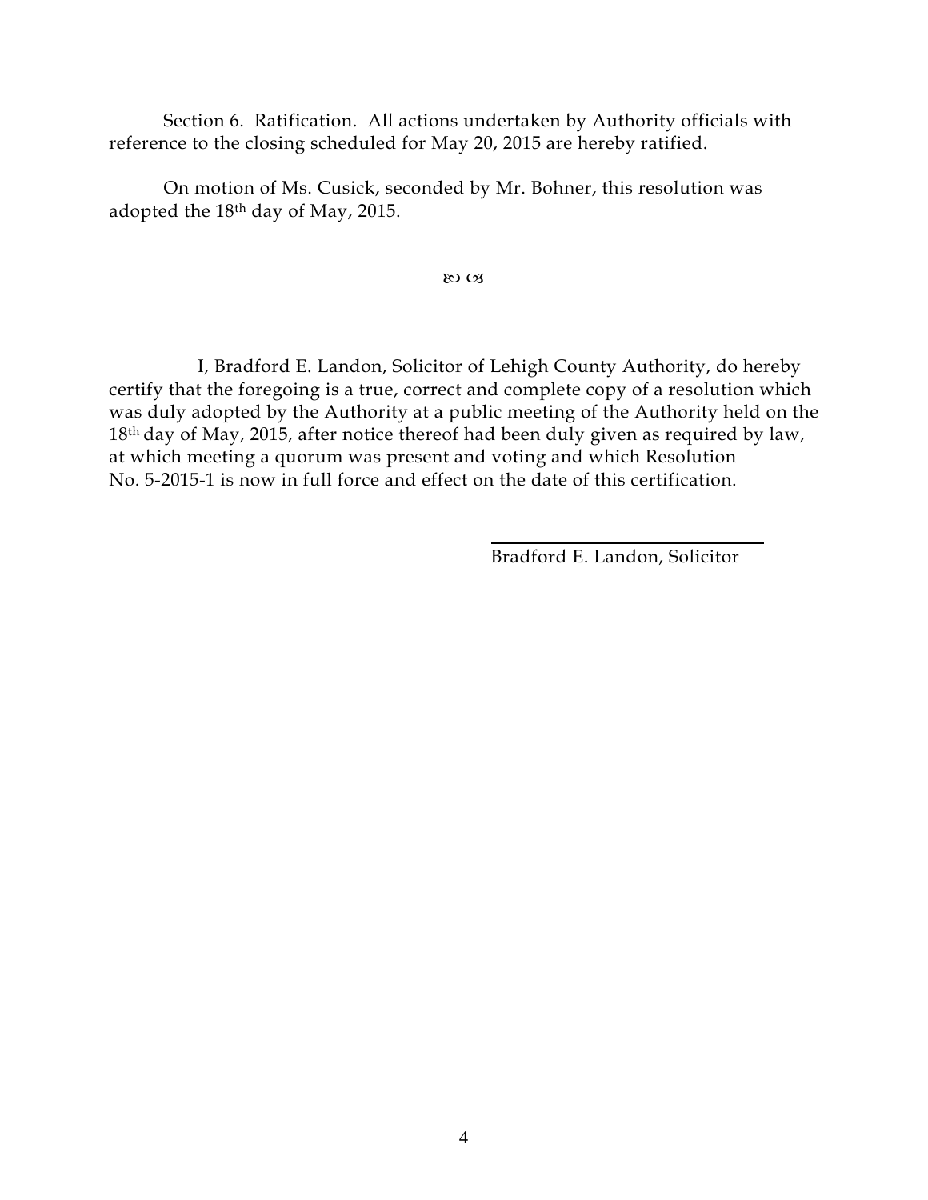Section 6. Ratification. All actions undertaken by Authority officials with reference to the closing scheduled for May 20, 2015 are hereby ratified.

On motion of Ms. Cusick, seconded by Mr. Bohner, this resolution was adopted the 18th day of May, 2015.

ꕥ ꕥ

I, Bradford E. Landon, Solicitor of Lehigh County Authority, do hereby certify that the foregoing is a true, correct and complete copy of a resolution which was duly adopted by the Authority at a public meeting of the Authority held on the 18th day of May, 2015, after notice thereof had been duly given as required by law, at which meeting a quorum was present and voting and which Resolution No. 5-2015-1 is now in full force and effect on the date of this certification.

\_\_\_\_\_\_\_\_\_\_\_\_\_\_\_\_\_\_\_\_\_\_\_\_\_\_\_\_\_\_
Bradford E. Landon, Solicitor